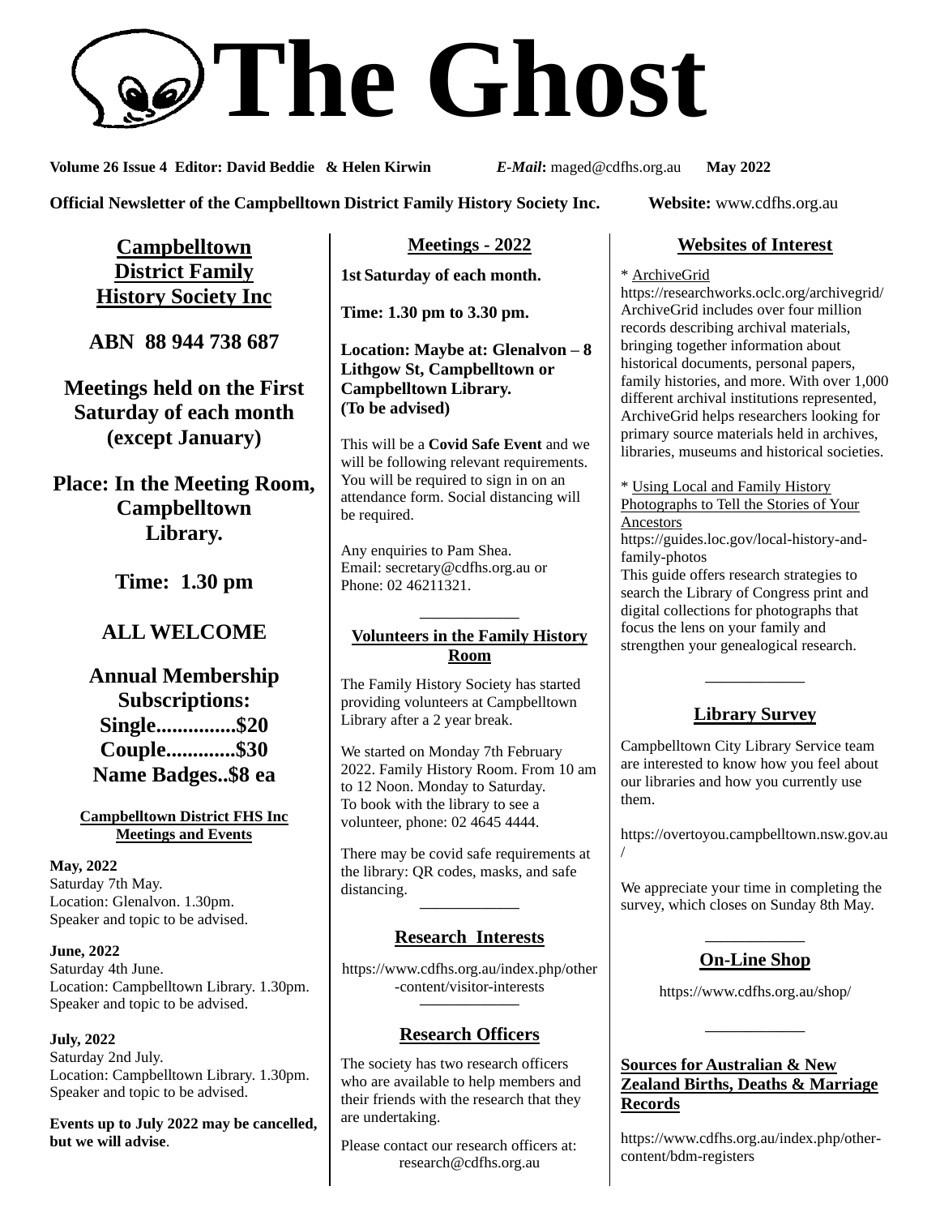# The Ghost

**Volume 26 Issue 4 Editor: David Beddie & Helen Kirwin** ***E-Mail*****:** maged@cdfhs.org.au **May 2022**

**Official Newsletter of the Campbelltown District Family History Society Inc.** **Website:** www.cdfhs.org.au

## Campbelltown District Family History Society Inc

**ABN 88 944 738 687**

**Meetings held on the First Saturday of each month (except January)**

**Place: In the Meeting Room, Campbelltown Library.**

**Time: 1.30 pm**

**ALL WELCOME**

**Annual Membership Subscriptions:**
**Single...............$20**
**Couple.............$30**
**Name Badges..$8 ea**

### Campbelltown District FHS Inc Meetings and Events

**May, 2022**
Saturday 7th May.
Location: Glenalvon. 1.30pm.
Speaker and topic to be advised.

**June, 2022**
Saturday 4th June.
Location: Campbelltown Library. 1.30pm.
Speaker and topic to be advised.

**July, 2022**
Saturday 2nd July.
Location: Campbelltown Library. 1.30pm.
Speaker and topic to be advised.

**Events up to July 2022 may be cancelled, but we will advise**.

## Meetings - 2022

**1st Saturday of each month.**

**Time: 1.30 pm to 3.30 pm.**

**Location: Maybe at: Glenalvon – 8 Lithgow St, Campbelltown or Campbelltown Library. (To be advised)**

This will be a **Covid Safe Event** and we will be following relevant requirements. You will be required to sign in on an attendance form. Social distancing will be required.

Any enquiries to Pam Shea.
Email: secretary@cdfhs.org.au or
Phone: 02 46211321.

## Volunteers in the Family History Room

The Family History Society has started providing volunteers at Campbelltown Library after a 2 year break.

We started on Monday 7th February 2022. Family History Room. From 10 am to 12 Noon. Monday to Saturday.
To book with the library to see a volunteer, phone: 02 4645 4444.

There may be covid safe requirements at the library: QR codes, masks, and safe distancing.

## Research Interests

https://www.cdfhs.org.au/index.php/other-content/visitor-interests

## Research Officers

The society has two research officers who are available to help members and their friends with the research that they are undertaking.

Please contact our research officers at:
research@cdfhs.org.au

## Websites of Interest

* ArchiveGrid
https://researchworks.oclc.org/archivegrid/
ArchiveGrid includes over four million records describing archival materials, bringing together information about historical documents, personal papers, family histories, and more. With over 1,000 different archival institutions represented, ArchiveGrid helps researchers looking for primary source materials held in archives, libraries, museums and historical societies.

* Using Local and Family History Photographs to Tell the Stories of Your Ancestors
https://guides.loc.gov/local-history-and-family-photos
This guide offers research strategies to search the Library of Congress print and digital collections for photographs that focus the lens on your family and strengthen your genealogical research.

## Library Survey

Campbelltown City Library Service team are interested to know how you feel about our libraries and how you currently use them.

https://overtoyou.campbelltown.nsw.gov.au/

We appreciate your time in completing the survey, which closes on Sunday 8th May.

## On-Line Shop

https://www.cdfhs.org.au/shop/

## Sources for Australian & New Zealand Births, Deaths & Marriage Records

https://www.cdfhs.org.au/index.php/other-content/bdm-registers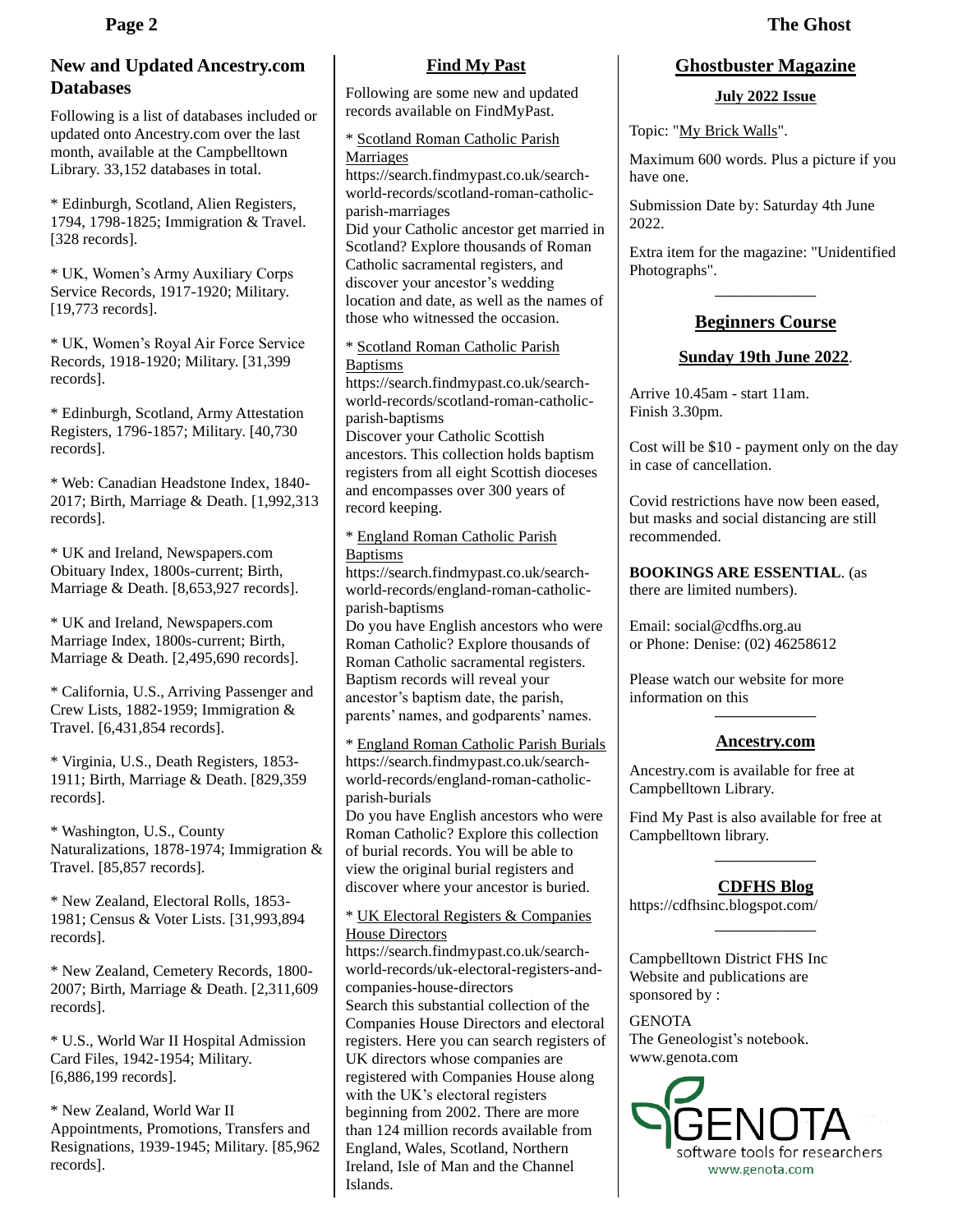## New and Updated Ancestry.com Databases

Following is a list of databases included or updated onto Ancestry.com over the last month, available at the Campbelltown Library. 33,152 databases in total.

* Edinburgh, Scotland, Alien Registers, 1794, 1798-1825; Immigration & Travel. [328 records].

* UK, Women's Army Auxiliary Corps Service Records, 1917-1920; Military. [19,773 records].

* UK, Women's Royal Air Force Service Records, 1918-1920; Military. [31,399 records].

* Edinburgh, Scotland, Army Attestation Registers, 1796-1857; Military. [40,730 records].

* Web: Canadian Headstone Index, 1840-2017; Birth, Marriage & Death. [1,992,313 records].

* UK and Ireland, Newspapers.com Obituary Index, 1800s-current; Birth, Marriage & Death. [8,653,927 records].

* UK and Ireland, Newspapers.com Marriage Index, 1800s-current; Birth, Marriage & Death. [2,495,690 records].

* California, U.S., Arriving Passenger and Crew Lists, 1882-1959; Immigration & Travel. [6,431,854 records].

* Virginia, U.S., Death Registers, 1853-1911; Birth, Marriage & Death. [829,359 records].

* Washington, U.S., County Naturalizations, 1878-1974; Immigration & Travel. [85,857 records].

* New Zealand, Electoral Rolls, 1853-1981; Census & Voter Lists. [31,993,894 records].

* New Zealand, Cemetery Records, 1800-2007; Birth, Marriage & Death. [2,311,609 records].

* U.S., World War II Hospital Admission Card Files, 1942-1954; Military. [6,886,199 records].

* New Zealand, World War II Appointments, Promotions, Transfers and Resignations, 1939-1945; Military. [85,962 records].

## Find My Past

Following are some new and updated records available on FindMyPast.

* Scotland Roman Catholic Parish Marriages
https://search.findmypast.co.uk/search-world-records/scotland-roman-catholic-parish-marriages
Did your Catholic ancestor get married in Scotland? Explore thousands of Roman Catholic sacramental registers, and discover your ancestor's wedding location and date, as well as the names of those who witnessed the occasion.

* Scotland Roman Catholic Parish Baptisms
https://search.findmypast.co.uk/search-world-records/scotland-roman-catholic-parish-baptisms
Discover your Catholic Scottish ancestors. This collection holds baptism registers from all eight Scottish dioceses and encompasses over 300 years of record keeping.

* England Roman Catholic Parish Baptisms
https://search.findmypast.co.uk/search-world-records/england-roman-catholic-parish-baptisms
Do you have English ancestors who were Roman Catholic? Explore thousands of Roman Catholic sacramental registers. Baptism records will reveal your ancestor's baptism date, the parish, parents' names, and godparents' names.

* England Roman Catholic Parish Burials
https://search.findmypast.co.uk/search-world-records/england-roman-catholic-parish-burials
Do you have English ancestors who were Roman Catholic? Explore this collection of burial records. You will be able to view the original burial registers and discover where your ancestor is buried.

* UK Electoral Registers & Companies House Directors
https://search.findmypast.co.uk/search-world-records/uk-electoral-registers-and-companies-house-directors
Search this substantial collection of the Companies House Directors and electoral registers. Here you can search registers of UK directors whose companies are registered with Companies House along with the UK's electoral registers beginning from 2002. There are more than 124 million records available from England, Wales, Scotland, Northern Ireland, Isle of Man and the Channel Islands.

## Ghostbuster Magazine

**July 2022 Issue**

Topic: "My Brick Walls".

Maximum 600 words. Plus a picture if you have one.

Submission Date by: Saturday 4th June 2022.

Extra item for the magazine: "Unidentified Photographs".

---

## Beginners Course

**Sunday 19th June 2022**.

Arrive 10.45am - start 11am.
Finish 3.30pm.

Cost will be $10 - payment only on the day in case of cancellation.

Covid restrictions have now been eased, but masks and social distancing are still recommended.

**BOOKINGS ARE ESSENTIAL**. (as there are limited numbers).

Email: social@cdfhs.org.au
or Phone: Denise: (02) 46258612

Please watch our website for more information on this

---

## Ancestry.com

Ancestry.com is available for free at Campbelltown Library.

Find My Past is also available for free at Campbelltown library.

---

## CDFHS Blog

https://cdfhsinc.blogspot.com/

---

Campbelltown District FHS Inc Website and publications are sponsored by :

GENOTA
The Geneologist's notebook.
www.genota.com

GENOTA
software tools for researchers
www.genota.com